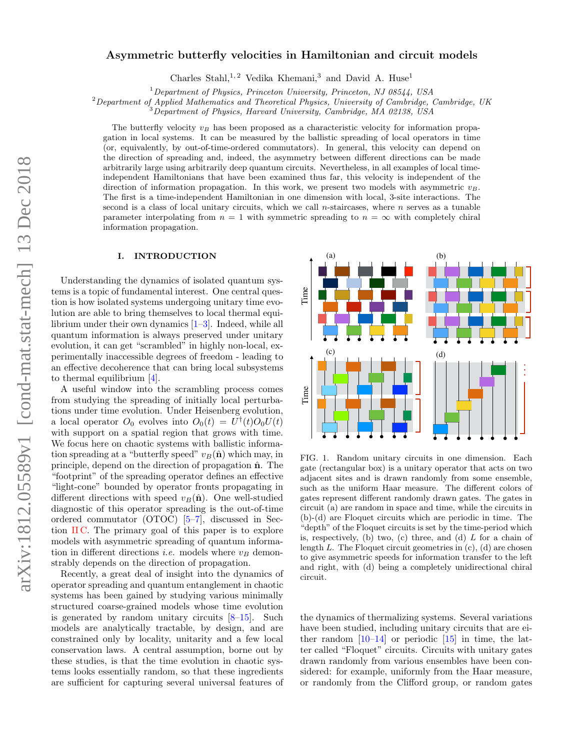# Asymmetric butterfly velocities in Hamiltonian and circuit models

Charles Stahl,[1,2] Vedika Khemani,[3] and David A. Huse[1]

[1] *Department of Physics, Princeton University, Princeton, NJ 08544, USA*
[2] *Department of Applied Mathematics and Theoretical Physics, University of Cambridge, Cambridge, UK*
[3] *Department of Physics, Harvard University, Cambridge, MA 02138, USA*

The butterfly velocity $v_B$ has been proposed as a characteristic velocity for information propagation in local systems. It can be measured by the ballistic spreading of local operators in time (or, equivalently, by out-of-time-ordered commutators). In general, this velocity can depend on the direction of spreading and, indeed, the asymmetry between different directions can be made arbitrarily large using arbitrarily deep quantum circuits. Nevertheless, in all examples of local time-independent Hamiltonians that have been examined thus far, this velocity is independent of the direction of information propagation. In this work, we present two models with asymmetric $v_B$. The first is a time-independent Hamiltonian in one dimension with local, 3-site interactions. The second is a class of local unitary circuits, which we call $n$-staircases, where $n$ serves as a tunable parameter interpolating from $n = 1$ with symmetric spreading to $n = \infty$ with completely chiral information propagation.

## I. INTRODUCTION

Understanding the dynamics of isolated quantum systems is a topic of fundamental interest. One central question is how isolated systems undergoing unitary time evolution are able to bring themselves to local thermal equilibrium under their own dynamics [1–3]. Indeed, while all quantum information is always preserved under unitary evolution, it can get "scrambled" in highly non-local, experimentally inaccessible degrees of freedom - leading to an effective decoherence that can bring local subsystems to thermal equilibrium [4].

A useful window into the scrambling process comes from studying the spreading of initially local perturbations under time evolution. Under Heisenberg evolution, a local operator $O_0$ evolves into $O_0(t) = U^\dagger(t)O_0U(t)$ with support on a spatial region that grows with time. We focus here on chaotic systems with ballistic information spreading at a "butterfly speed" $v_B(\hat{\mathbf{n}})$ which may, in principle, depend on the direction of propagation $\hat{\mathbf{n}}$. The "footprint" of the spreading operator defines an effective "light-cone" bounded by operator fronts propagating in different directions with speed $v_B(\hat{\mathbf{n}})$. One well-studied diagnostic of this operator spreading is the out-of-time ordered commutator (OTOC) [5–7], discussed in Section II C. The primary goal of this paper is to explore models with asymmetric spreading of quantum information in different directions *i.e.* models where $v_B$ demonstrably depends on the direction of propagation.

Recently, a great deal of insight into the dynamics of operator spreading and quantum entanglement in chaotic systems has been gained by studying various minimally structured coarse-grained models whose time evolution is generated by random unitary circuits [8–15]. Such models are analytically tractable, by design, and are constrained only by locality, unitarity and a few local conservation laws. A central assumption, borne out by these studies, is that the time evolution in chaotic systems looks essentially random, so that these ingredients are sufficient for capturing several universal features of the dynamics of thermalizing systems. Several variations have been studied, including unitary circuits that are either random [10–14] or periodic [15] in time, the latter called "Floquet" circuits. Circuits with unitary gates drawn randomly from various ensembles have been considered: for example, uniformly from the Haar measure, or randomly from the Clifford group, or random gates

FIG. 1. Random unitary circuits in one dimension. Each gate (rectangular box) is a unitary operator that acts on two adjacent sites and is drawn randomly from some ensemble, such as the uniform Haar measure. The different colors of gates represent different randomly drawn gates. The gates in circuit (a) are random in space and time, while the circuits in (b)-(d) are Floquet circuits which are periodic in time. The "depth" of the Floquet circuits is set by the time-period which is, respectively, (b) two, (c) three, and (d) $L$ for a chain of length $L$. The Floquet circuit geometries in (c), (d) are chosen to give asymmetric speeds for information transfer to the left and right, with (d) being a completely unidirectional chiral circuit.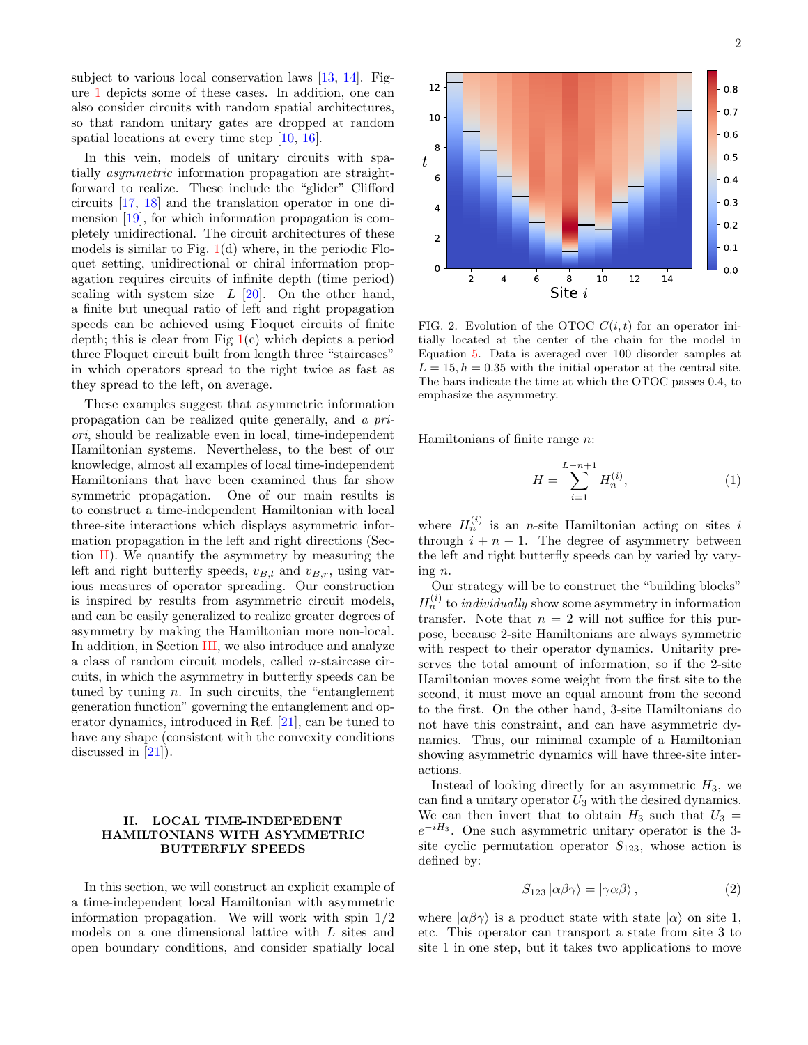subject to various local conservation laws [13, 14]. Figure 1 depicts some of these cases. In addition, one can also consider circuits with random spatial architectures, so that random unitary gates are dropped at random spatial locations at every time step [10, 16].

In this vein, models of unitary circuits with spatially *asymmetric* information propagation are straightforward to realize. These include the "glider" Clifford circuits [17, 18] and the translation operator in one dimension [19], for which information propagation is completely unidirectional. The circuit architectures of these models is similar to Fig. 1(d) where, in the periodic Floquet setting, unidirectional or chiral information propagation requires circuits of infinite depth (time period) scaling with system size $L$ [20]. On the other hand, a finite but unequal ratio of left and right propagation speeds can be achieved using Floquet circuits of finite depth; this is clear from Fig 1(c) which depicts a period three Floquet circuit built from length three "staircases" in which operators spread to the right twice as fast as they spread to the left, on average.

These examples suggest that asymmetric information propagation can be realized quite generally, and *a priori*, should be realizable even in local, time-independent Hamiltonian systems. Nevertheless, to the best of our knowledge, almost all examples of local time-independent Hamiltonians that have been examined thus far show symmetric propagation. One of our main results is to construct a time-independent Hamiltonian with local three-site interactions which displays asymmetric information propagation in the left and right directions (Section II). We quantify the asymmetry by measuring the left and right butterfly speeds, $v_{B,l}$ and $v_{B,r}$, using various measures of operator spreading. Our construction is inspired by results from asymmetric circuit models, and can be easily generalized to realize greater degrees of asymmetry by making the Hamiltonian more non-local. In addition, in Section III, we also introduce and analyze a class of random circuit models, called $n$-staircase circuits, in which the asymmetry in butterfly speeds can be tuned by tuning $n$. In such circuits, the "entanglement generation function" governing the entanglement and operator dynamics, introduced in Ref. [21], can be tuned to have any shape (consistent with the convexity conditions discussed in [21]).

## II. LOCAL TIME-INDEPENDENT HAMILTONIANS WITH ASYMMETRIC BUTTERFLY SPEEDS

In this section, we will construct an explicit example of a time-independent local Hamiltonian with asymmetric information propagation. We will work with spin 1/2 models on a one dimensional lattice with $L$ sites and open boundary conditions, and consider spatially local Hamiltonians of finite range $n$:

$$H = \sum_{i=1}^{L-n+1} H_n^{(i)}, \tag{1}$$

where $H_n^{(i)}$ is an $n$-site Hamiltonian acting on sites $i$ through $i+n-1$. The degree of asymmetry between the left and right butterfly speeds can by varied by varying $n$.

FIG. 2. Evolution of the OTOC $C(i,t)$ for an operator initially located at the center of the chain for the model in Equation 5. Data is averaged over 100 disorder samples at $L = 15, h = 0.35$ with the initial operator at the central site. The bars indicate the time at which the OTOC passes 0.4, to emphasize the asymmetry.

Our strategy will be to construct the "building blocks" $H_n^{(i)}$ to *individually* show some asymmetry in information transfer. Note that $n = 2$ will not suffice for this purpose, because 2-site Hamiltonians are always symmetric with respect to their operator dynamics. Unitarity preserves the total amount of information, so if the 2-site Hamiltonian moves some weight from the first site to the second, it must move an equal amount from the second to the first. On the other hand, 3-site Hamiltonians do not have this constraint, and can have asymmetric dynamics. Thus, our minimal example of a Hamiltonian showing asymmetric dynamics will have three-site interactions.

Instead of looking directly for an asymmetric $H_3$, we can find a unitary operator $U_3$ with the desired dynamics. We can then invert that to obtain $H_3$ such that $U_3 = e^{-iH_3}$. One such asymmetric unitary operator is the 3-site cyclic permutation operator $S_{123}$, whose action is defined by:

$$S_{123} |\alpha\beta\gamma\rangle = |\gamma\alpha\beta\rangle, \tag{2}$$

where $|\alpha\beta\gamma\rangle$ is a product state with state $|\alpha\rangle$ on site 1, etc. This operator can transport a state from site 3 to site 1 in one step, but it takes two applications to move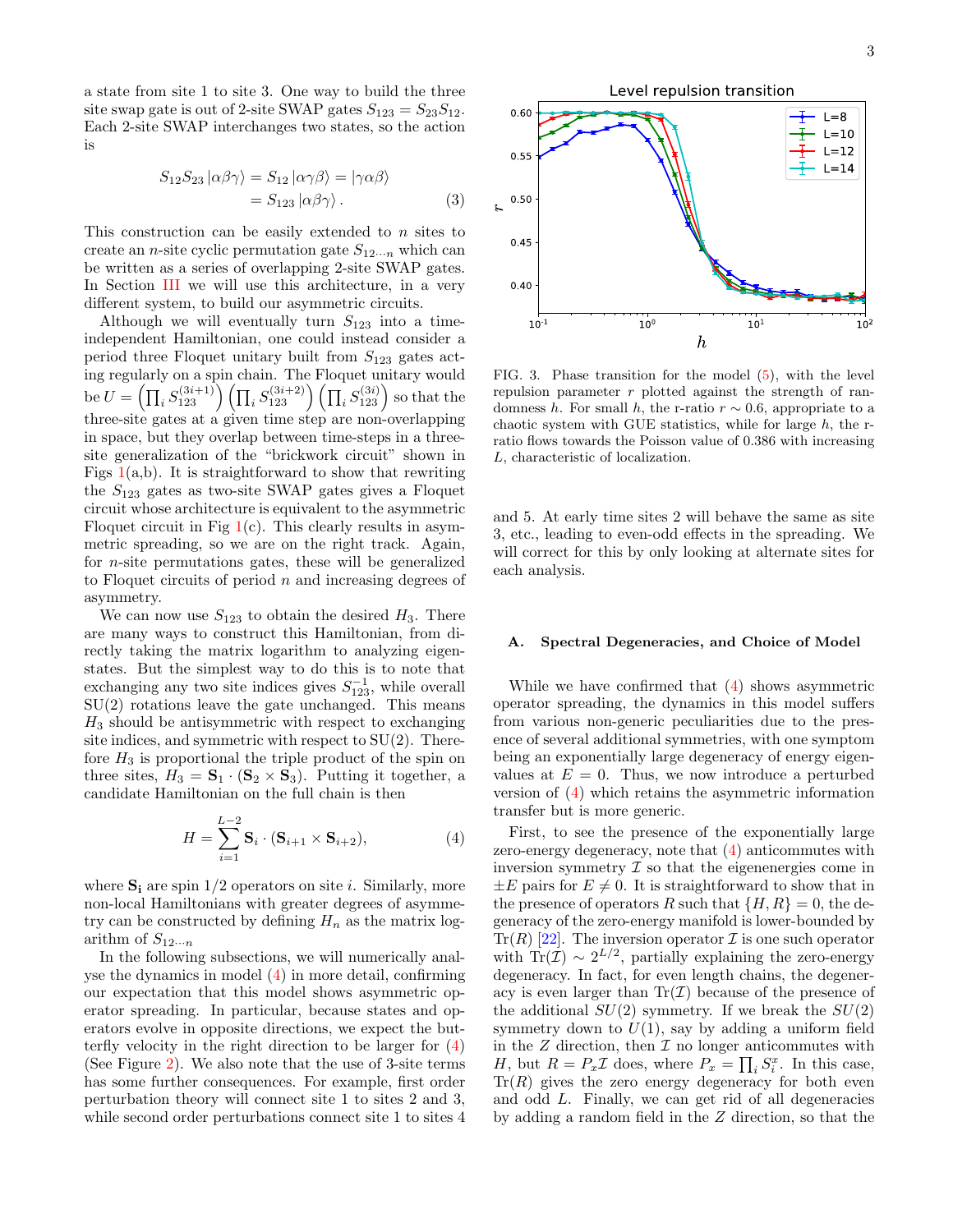a state from site 1 to site 3. One way to build the three site swap gate is out of 2-site SWAP gates $S_{123} = S_{23}S_{12}$. Each 2-site SWAP interchanges two states, so the action is

$$\begin{aligned} S_{12}S_{23}\left|\alpha\beta\gamma\right\rangle &= S_{12}\left|\alpha\gamma\beta\right\rangle = \left|\gamma\alpha\beta\right\rangle \\ &= S_{123}\left|\alpha\beta\gamma\right\rangle. \end{aligned} \tag{3}$$

This construction can be easily extended to $n$ sites to create an $n$-site cyclic permutation gate $S_{12\cdots n}$ which can be written as a series of overlapping 2-site SWAP gates. In Section III we will use this architecture, in a very different system, to build our asymmetric circuits.

Although we will eventually turn $S_{123}$ into a time-independent Hamiltonian, one could instead consider a period three Floquet unitary built from $S_{123}$ gates acting regularly on a spin chain. The Floquet unitary would be $U = \left(\prod_i S_{123}^{(3i+1)}\right)\left(\prod_i S_{123}^{(3i+2)}\right)\left(\prod_i S_{123}^{(3i)}\right)$ so that the three-site gates at a given time step are non-overlapping in space, but they overlap between time-steps in a three-site generalization of the "brickwork circuit" shown in Figs 1(a,b). It is straightforward to show that rewriting the $S_{123}$ gates as two-site SWAP gates gives a Floquet circuit whose architecture is equivalent to the asymmetric Floquet circuit in Fig 1(c). This clearly results in asymmetric spreading, so we are on the right track. Again, for $n$-site permutations gates, these will be generalized to Floquet circuits of period $n$ and increasing degrees of asymmetry.

We can now use $S_{123}$ to obtain the desired $H_3$. There are many ways to construct this Hamiltonian, from directly taking the matrix logarithm to analyzing eigenstates. But the simplest way to do this is to note that exchanging any two site indices gives $S_{123}^{-1}$, while overall SU(2) rotations leave the gate unchanged. This means $H_3$ should be antisymmetric with respect to exchanging site indices, and symmetric with respect to SU(2). Therefore $H_3$ is proportional the triple product of the spin on three sites, $H_3 = \mathbf{S}_1 \cdot (\mathbf{S}_2 \times \mathbf{S}_3)$. Putting it together, a candidate Hamiltonian on the full chain is then

$$H = \sum_{i=1}^{L-2} \mathbf{S}_i \cdot (\mathbf{S}_{i+1} \times \mathbf{S}_{i+2}), \tag{4}$$

where $\mathbf{S_i}$ are spin 1/2 operators on site $i$. Similarly, more non-local Hamiltonians with greater degrees of asymmetry can be constructed by defining $H_n$ as the matrix logarithm of $S_{12\cdots n}$

In the following subsections, we will numerically analyse the dynamics in model (4) in more detail, confirming our expectation that this model shows asymmetric operator spreading. In particular, because states and operators evolve in opposite directions, we expect the butterfly velocity in the right direction to be larger for (4) (See Figure 2). We also note that the use of 3-site terms has some further consequences. For example, first order perturbation theory will connect site 1 to sites 2 and 3, while second order perturbations connect site 1 to sites 4 and 5. At early time sites 2 will behave the same as site 3, etc., leading to even-odd effects in the spreading. We will correct for this by only looking at alternate sites for each analysis.

FIG. 3. Phase transition for the model (5), with the level repulsion parameter $r$ plotted against the strength of randomness $h$. For small $h$, the r-ratio $r \sim 0.6$, appropriate to a chaotic system with GUE statistics, while for large $h$, the r-ratio flows towards the Poisson value of 0.386 with increasing $L$, characteristic of localization.

### A. Spectral Degeneracies, and Choice of Model

While we have confirmed that (4) shows asymmetric operator spreading, the dynamics in this model suffers from various non-generic peculiarities due to the presence of several additional symmetries, with one symptom being an exponentially large degeneracy of energy eigenvalues at $E = 0$. Thus, we now introduce a perturbed version of (4) which retains the asymmetric information transfer but is more generic.

First, to see the presence of the exponentially large zero-energy degeneracy, note that (4) anticommutes with inversion symmetry $\mathcal{I}$ so that the eigenenergies come in $\pm E$ pairs for $E \neq 0$. It is straightforward to show that in the presence of operators $R$ such that $\{H, R\} = 0$, the degeneracy of the zero-energy manifold is lower-bounded by $\mathrm{Tr}(R)$ [22]. The inversion operator $\mathcal{I}$ is one such operator with $\mathrm{Tr}(\mathcal{I}) \sim 2^{L/2}$, partially explaining the zero-energy degeneracy. In fact, for even length chains, the degeneracy is even larger than $\mathrm{Tr}(\mathcal{I})$ because of the presence of the additional $SU(2)$ symmetry. If we break the $SU(2)$ symmetry down to $U(1)$, say by adding a uniform field in the $Z$ direction, then $\mathcal{I}$ no longer anticommutes with $H$, but $R = P_x\mathcal{I}$ does, where $P_x = \prod_i S_i^x$. In this case, $\mathrm{Tr}(R)$ gives the zero energy degeneracy for both even and odd $L$. Finally, we can get rid of all degeneracies by adding a random field in the $Z$ direction, so that the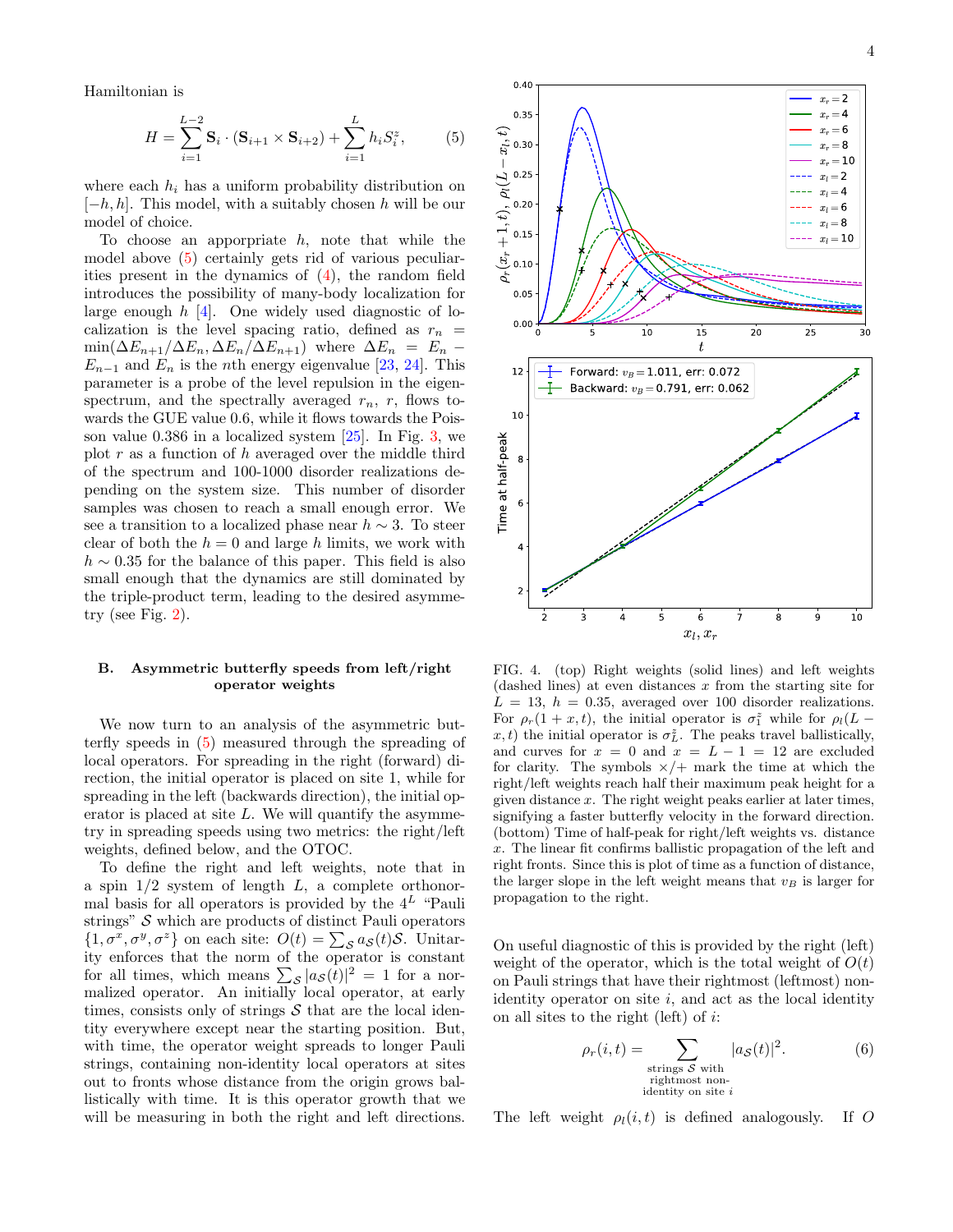Hamiltonian is

$$H = \sum_{i=1}^{L-2} \mathbf{S}_i \cdot (\mathbf{S}_{i+1} \times \mathbf{S}_{i+2}) + \sum_{i=1}^{L} h_i S_i^z, \tag{5}$$

where each $h_i$ has a uniform probability distribution on $[-h, h]$. This model, with a suitably chosen $h$ will be our model of choice.

To choose an appropriate $h$, note that while the model above (5) certainly gets rid of various peculiarities present in the dynamics of (4), the random field introduces the possibility of many-body localization for large enough $h$ [4]. One widely used diagnostic of localization is the level spacing ratio, defined as $r_n = \min(\Delta E_{n+1}/\Delta E_n, \Delta E_n/\Delta E_{n+1})$ where $\Delta E_n = E_n - E_{n-1}$ and $E_n$ is the $n$th energy eigenvalue [23, 24]. This parameter is a probe of the level repulsion in the eigenspectrum, and the spectrally averaged $r_n$, $r$, flows towards the GUE value 0.6, while it flows towards the Poisson value 0.386 in a localized system [25]. In Fig. 3, we plot $r$ as a function of $h$ averaged over the middle third of the spectrum and 100-1000 disorder realizations depending on the system size. This number of disorder samples was chosen to reach a small enough error. We see a transition to a localized phase near $h \sim 3$. To steer clear of both the $h = 0$ and large $h$ limits, we work with $h \sim 0.35$ for the balance of this paper. This field is also small enough that the dynamics are still dominated by the triple-product term, leading to the desired asymmetry (see Fig. 2).

### B. Asymmetric butterfly speeds from left/right operator weights

We now turn to an analysis of the asymmetric butterfly speeds in (5) measured through the spreading of local operators. For spreading in the right (forward) direction, the initial operator is placed on site 1, while for spreading in the left (backwards direction), the initial operator is placed at site $L$. We will quantify the asymmetry in spreading speeds using two metrics: the right/left weights, defined below, and the OTOC.

To define the right and left weights, note that in a spin 1/2 system of length $L$, a complete orthonormal basis for all operators is provided by the $4^L$ "Pauli strings" $\mathcal{S}$ which are products of distinct Pauli operators $\{1, \sigma^x, \sigma^y, \sigma^z\}$ on each site: $O(t) = \sum_{\mathcal{S}} a_{\mathcal{S}}(t)\mathcal{S}$. Unitarity enforces that the norm of the operator is constant for all times, which means $\sum_{\mathcal{S}} |a_{\mathcal{S}}(t)|^2 = 1$ for a normalized operator. An initially local operator, at early times, consists only of strings $\mathcal{S}$ that are the local identity everywhere except near the starting position. But, with time, the operator weight spreads to longer Pauli strings, containing non-identity local operators at sites out to fronts whose distance from the origin grows ballistically with time. It is this operator growth that we will be measuring in both the right and left directions.

FIG. 4. (top) Right weights (solid lines) and left weights (dashed lines) at even distances $x$ from the starting site for $L = 13$, $h = 0.35$, averaged over 100 disorder realizations. For $\rho_r(1 + x, t)$, the initial operator is $\sigma_1^z$ while for $\rho_l(L - x, t)$ the initial operator is $\sigma_L^z$. The peaks travel ballistically, and curves for $x = 0$ and $x = L - 1 = 12$ are excluded for clarity. The symbols ×/+ mark the time at which the right/left weights reach half their maximum peak height for a given distance $x$. The right weight peaks earlier at later times, signifying a faster butterfly velocity in the forward direction. (bottom) Time of half-peak for right/left weights vs. distance $x$. The linear fit confirms ballistic propagation of the left and right fronts. Since this is plot of time as a function of distance, the larger slope in the left weight means that $v_B$ is larger for propagation to the right.

On useful diagnostic of this is provided by the right (left) weight of the operator, which is the total weight of $O(t)$ on Pauli strings that have their rightmost (leftmost) non-identity operator on site $i$, and act as the local identity on all sites to the right (left) of $i$:

$$\rho_r(i, t) = \sum_{\substack{\text{strings } \mathcal{S} \text{ with} \\ \text{rightmost non-} \\ \text{identity on site } i}} |a_{\mathcal{S}}(t)|^2. \tag{6}$$

The left weight $\rho_l(i, t)$ is defined analogously. If $O$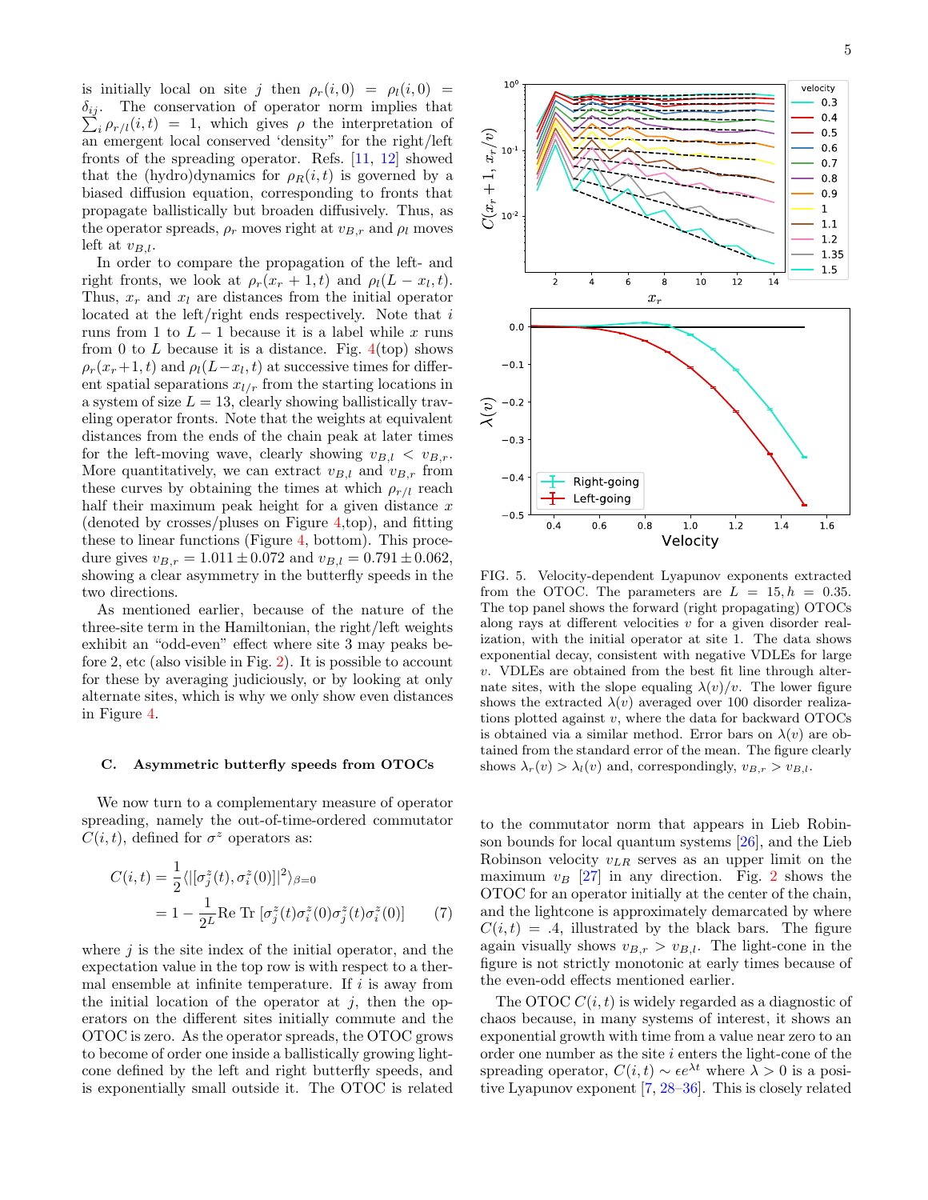is initially local on site $j$ then $\rho_r(i,0) = \rho_l(i,0) = \delta_{ij}$. The conservation of operator norm implies that $\sum_i \rho_{r/l}(i,t) = 1$, which gives $\rho$ the interpretation of an emergent local conserved 'density' for the right/left fronts of the spreading operator. Refs. [11, 12] showed that the (hydro)dynamics for $\rho_R(i,t)$ is governed by a biased diffusion equation, corresponding to fronts that propagate ballistically but broaden diffusively. Thus, as the operator spreads, $\rho_r$ moves right at $v_{B,r}$ and $\rho_l$ moves left at $v_{B,l}$.

In order to compare the propagation of the left- and right fronts, we look at $\rho_r(x_r+1,t)$ and $\rho_l(L-x_l,t)$. Thus, $x_r$ and $x_l$ are distances from the initial operator located at the left/right ends respectively. Note that $i$ runs from 1 to $L-1$ because it is a label while $x$ runs from 0 to $L$ because it is a distance. Fig. 4(top) shows $\rho_r(x_r+1,t)$ and $\rho_l(L-x_l,t)$ at successive times for different spatial separations $x_{l/r}$ from the starting locations in a system of size $L = 13$, clearly showing ballistically traveling operator fronts. Note that the weights at equivalent distances from the ends of the chain peak at later times for the left-moving wave, clearly showing $v_{B,l} < v_{B,r}$. More quantitatively, we can extract $v_{B,l}$ and $v_{B,r}$ from these curves by obtaining the times at which $\rho_{r/l}$ reach half their maximum peak height for a given distance $x$ (denoted by crosses/pluses on Figure 4,top), and fitting these to linear functions (Figure 4, bottom). This procedure gives $v_{B,r} = 1.011 \pm 0.072$ and $v_{B,l} = 0.791 \pm 0.062$, showing a clear asymmetry in the butterfly speeds in the two directions.

As mentioned earlier, because of the nature of the three-site term in the Hamiltonian, the right/left weights exhibit an "odd-even" effect where site 3 may peaks before 2, etc (also visible in Fig. 2). It is possible to account for these by averaging judiciously, or by looking at only alternate sites, which is why we only show even distances in Figure 4.

### C. Asymmetric butterfly speeds from OTOCs

We now turn to a complementary measure of operator spreading, namely the out-of-time-ordered commutator $C(i,t)$, defined for $\sigma^z$ operators as:

$$
\begin{aligned}
C(i,t) &= \frac{1}{2}\langle |[\sigma_j^z(t), \sigma_i^z(0)]|^2\rangle_{\beta=0} \\
&= 1 - \frac{1}{2^L}\text{Re Tr}\,[\sigma_j^z(t)\sigma_i^z(0)\sigma_j^z(t)\sigma_i^z(0)] \qquad (7)
\end{aligned}
$$

where $j$ is the site index of the initial operator, and the expectation value in the top row is with respect to a thermal ensemble at infinite temperature. If $i$ is away from the initial location of the operator at $j$, then the operators on the different sites initially commute and the OTOC is zero. As the operator spreads, the OTOC grows to become of order one inside a ballistically growing light-cone defined by the left and right butterfly speeds, and is exponentially small outside it. The OTOC is related to the commutator norm that appears in Lieb Robinson bounds for local quantum systems [26], and the Lieb Robinson velocity $v_{LR}$ serves as an upper limit on the maximum $v_B$ [27] in any direction. Fig. 2 shows the OTOC for an operator initially at the center of the chain, and the lightcone is approximately demarcated by where $C(i,t) = .4$, illustrated by the black bars. The figure again visually shows $v_{B,r} > v_{B,l}$. The light-cone in the figure is not strictly monotonic at early times because of the even-odd effects mentioned earlier.

The OTOC $C(i,t)$ is widely regarded as a diagnostic of chaos because, in many systems of interest, it shows an exponential growth with time from a value near zero to an order one number as the site $i$ enters the light-cone of the spreading operator, $C(i,t) \sim \epsilon e^{\lambda t}$ where $\lambda > 0$ is a positive Lyapunov exponent [7, 28–36]. This is closely related

FIG. 5. Velocity-dependent Lyapunov exponents extracted from the OTOC. The parameters are $L = 15, h = 0.35$. The top panel shows the forward (right propagating) OTOCs along rays at different velocities $v$ for a given disorder realization, with the initial operator at site 1. The data shows exponential decay, consistent with negative VDLEs for large $v$. VDLEs are obtained from the best fit line through alternate sites, with the slope equaling $\lambda(v)/v$. The lower figure shows the extracted $\lambda(v)$ averaged over 100 disorder realizations plotted against $v$, where the data for backward OTOCs is obtained via a similar method. Error bars on $\lambda(v)$ are obtained from the standard error of the mean. The figure clearly shows $\lambda_r(v) > \lambda_l(v)$ and, correspondingly, $v_{B,r} > v_{B,l}$.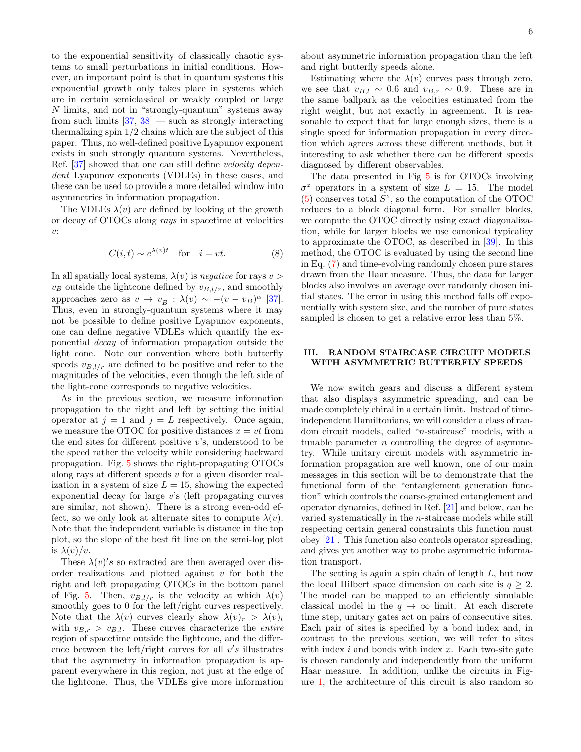to the exponential sensitivity of classically chaotic systems to small perturbations in initial conditions. However, an important point is that in quantum systems this exponential growth only takes place in systems which are in certain semiclassical or weakly coupled or large $N$ limits, and not in "strongly-quantum" systems away from such limits [37, 38] — such as strongly interacting thermalizing spin 1/2 chains which are the subject of this paper. Thus, no well-defined positive Lyapunov exponent exists in such strongly quantum systems. Nevertheless, Ref. [37] showed that one can still define *velocity dependent* Lyapunov exponents (VDLEs) in these cases, and these can be used to provide a more detailed window into asymmetries in information propagation.

The VDLEs $\lambda(v)$ are defined by looking at the growth or decay of OTOCs along *rays* in spacetime at velocities $v$:

$$C(i,t) \sim e^{\lambda(v)t} \quad \text{for} \quad i = vt. \tag{8}$$

In all spatially local systems, $\lambda(v)$ is *negative* for rays $v > v_B$ outside the lightcone defined by $v_{B,l/r}$, and smoothly approaches zero as $v \to v_B^+ : \lambda(v) \sim -(v - v_B)^\alpha$ [37]. Thus, even in strongly-quantum systems where it may not be possible to define positive Lyapunov exponents, one can define negative VDLEs which quantify the exponential *decay* of information propagation outside the light cone. Note our convention where both butterfly speeds $v_{B,l/r}$ are defined to be positive and refer to the magnitudes of the velocities, even though the left side of the light-cone corresponds to negative velocities.

As in the previous section, we measure information propagation to the right and left by setting the initial operator at $j = 1$ and $j = L$ respectively. Once again, we measure the OTOC for positive distances $x = vt$ from the end sites for different positive $v$'s, understood to be the speed rather the velocity while considering backward propagation. Fig. 5 shows the right-propagating OTOCs along rays at different speeds $v$ for a given disorder realization in a system of size $L = 15$, showing the expected exponential decay for large $v$'s (left propagating curves are similar, not shown). There is a strong even-odd effect, so we only look at alternate sites to compute $\lambda(v)$. Note that the independent variable is distance in the top plot, so the slope of the best fit line on the semi-log plot is $\lambda(v)/v$.

These $\lambda(v)'s$ so extracted are then averaged over disorder realizations and plotted against $v$ for both the right and left propagating OTOCs in the bottom panel of Fig. 5. Then, $v_{B,l/r}$ is the velocity at which $\lambda(v)$ smoothly goes to 0 for the left/right curves respectively. Note that the $\lambda(v)$ curves clearly show $\lambda(v)_r > \lambda(v)_l$ with $v_{B,r} > v_{B,l}$. These curves characterize the *entire* region of spacetime outside the lightcone, and the difference between the left/right curves for all $v's$ illustrates that the asymmetry in information propagation is apparent everywhere in this region, not just at the edge of the lightcone. Thus, the VDLEs give more information about asymmetric information propagation than the left and right butterfly speeds alone.

Estimating where the $\lambda(v)$ curves pass through zero, we see that $v_{B,l} \sim 0.6$ and $v_{B,r} \sim 0.9$. These are in the same ballpark as the velocities estimated from the right weight, but not exactly in agreement. It is reasonable to expect that for large enough sizes, there is a single speed for information propagation in every direction which agrees across these different methods, but it interesting to ask whether there can be different speeds diagnosed by different observables.

The data presented in Fig 5 is for OTOCs involving $\sigma^z$ operators in a system of size $L = 15$. The model (5) conserves total $S^z$, so the computation of the OTOC reduces to a block diagonal form. For smaller blocks, we compute the OTOC directly using exact diagonalization, while for larger blocks we use canonical typicality to approximate the OTOC, as described in [39]. In this method, the OTOC is evaluated by using the second line in Eq. (7) and time-evolving randomly chosen pure stares drawn from the Haar measure. Thus, the data for larger blocks also involves an average over randomly chosen initial states. The error in using this method falls off exponentially with system size, and the number of pure states sampled is chosen to get a relative error less than 5%.

## III. RANDOM STAIRCASE CIRCUIT MODELS WITH ASYMMETRIC BUTTERFLY SPEEDS

We now switch gears and discuss a different system that also displays asymmetric spreading, and can be made completely chiral in a certain limit. Instead of time-independent Hamiltonians, we will consider a class of random circuit models, called "$n$-staircase" models, with a tunable parameter $n$ controlling the degree of asymmetry. While unitary circuit models with asymmetric information propagation are well known, one of our main messages in this section will be to demonstrate that the functional form of the "entanglement generation function" which controls the coarse-grained entanglement and operator dynamics, defined in Ref. [21] and below, can be varied systematically in the $n$-staircase models while still respecting certain general constraints this function must obey [21]. This function also controls operator spreading, and gives yet another way to probe asymmetric information transport.

The setting is again a spin chain of length $L$, but now the local Hilbert space dimension on each site is $q \geq 2$. The model can be mapped to an efficiently simulable classical model in the $q \to \infty$ limit. At each discrete time step, unitary gates act on pairs of consecutive sites. Each pair of sites is specified by a bond index and, in contrast to the previous section, we will refer to sites with index $i$ and bonds with index $x$. Each two-site gate is chosen randomly and independently from the uniform Haar measure. In addition, unlike the circuits in Figure 1, the architecture of this circuit is also random so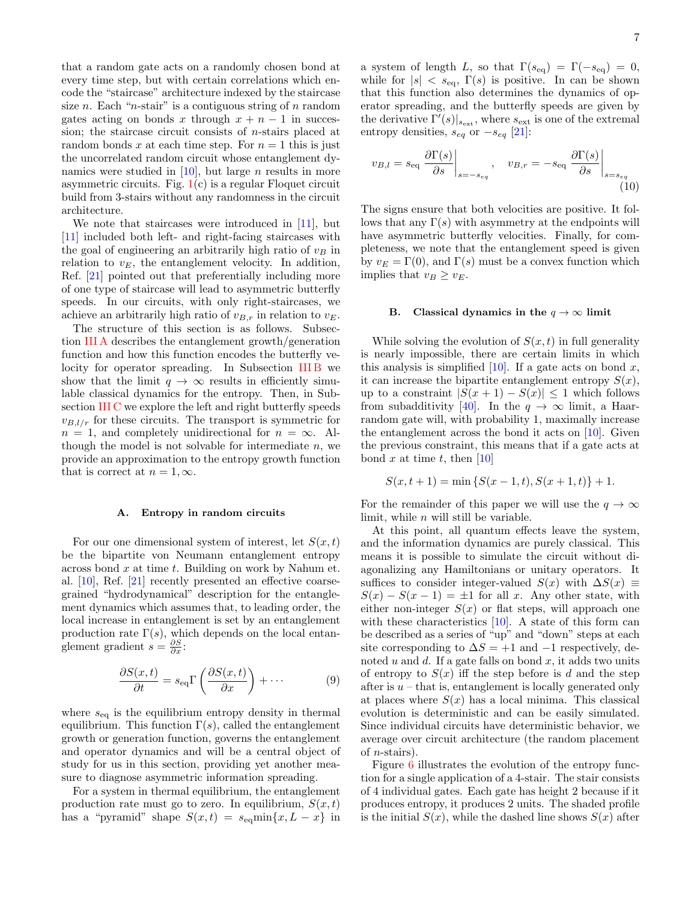that a random gate acts on a randomly chosen bond at every time step, but with certain correlations which encode the "staircase" architecture indexed by the staircase size $n$. Each "$n$-stair" is a contiguous string of $n$ random gates acting on bonds $x$ through $x+n-1$ in succession; the staircase circuit consists of $n$-stairs placed at random bonds $x$ at each time step. For $n=1$ this is just the uncorrelated random circuit whose entanglement dynamics were studied in [10], but large $n$ results in more asymmetric circuits. Fig. 1(c) is a regular Floquet circuit build from 3-stairs without any randomness in the circuit architecture.

We note that staircases were introduced in [11], but [11] included both left- and right-facing staircases with the goal of engineering an arbitrarily high ratio of $v_B$ in relation to $v_E$, the entanglement velocity. In addition, Ref. [21] pointed out that preferentially including more of one type of staircase will lead to asymmetric butterfly speeds. In our circuits, with only right-staircases, we achieve an arbitrarily high ratio of $v_{B,r}$ in relation to $v_E$.

The structure of this section is as follows. Subsection III A describes the entanglement growth/generation function and how this function encodes the butterfly velocity for operator spreading. In Subsection III B we show that the limit $q \to \infty$ results in efficiently simulable classical dynamics for the entropy. Then, in Subsection III C we explore the left and right butterfly speeds $v_{B,l/r}$ for these circuits. The transport is symmetric for $n=1$, and completely unidirectional for $n=\infty$. Although the model is not solvable for intermediate $n$, we provide an approximation to the entropy growth function that is correct at $n=1,\infty$.

### A. Entropy in random circuits

For our one dimensional system of interest, let $S(x,t)$ be the bipartite von Neumann entanglement entropy across bond $x$ at time $t$. Building on work by Nahum et. al. [10], Ref. [21] recently presented an effective coarse-grained "hydrodynamical" description for the entanglement dynamics which assumes that, to leading order, the local increase in entanglement is set by an entanglement production rate $\Gamma(s)$, which depends on the local entanglement gradient $s = \frac{\partial S}{\partial x}$:

$$\frac{\partial S(x,t)}{\partial t} = s_{\rm eq}\Gamma\left(\frac{\partial S(x,t)}{\partial x}\right) + \cdots \tag{9}$$

where $s_{\rm eq}$ is the equilibrium entropy density in thermal equilibrium. This function $\Gamma(s)$, called the entanglement growth or generation function, governs the entanglement and operator dynamics and will be a central object of study for us in this section, providing yet another measure to diagnose asymmetric information spreading.

For a system in thermal equilibrium, the entanglement production rate must go to zero. In equilibrium, $S(x,t)$ has a "pyramid" shape $S(x,t) = s_{\rm eq}\min\{x, L-x\}$ in a system of length $L$, so that $\Gamma(s_{\rm eq}) = \Gamma(-s_{\rm eq}) = 0$, while for $|s| < s_{\rm eq}$, $\Gamma(s)$ is positive. In can be shown that this function also determines the dynamics of operator spreading, and the butterfly speeds are given by the derivative $\Gamma'(s)|_{s_{\rm ext}}$, where $s_{\rm ext}$ is one of the extremal entropy densities, $s_{eq}$ or $-s_{eq}$ [21]:

$$v_{B,l} = s_{\rm eq}\left.\frac{\partial\Gamma(s)}{\partial s}\right|_{s=-s_{eq}}, \quad v_{B,r} = -s_{\rm eq}\left.\frac{\partial\Gamma(s)}{\partial s}\right|_{s=s_{eq}} \tag{10}$$

The signs ensure that both velocities are positive. It follows that any $\Gamma(s)$ with asymmetry at the endpoints will have asymmetric butterfly velocities. Finally, for completeness, we note that the entanglement speed is given by $v_E = \Gamma(0)$, and $\Gamma(s)$ must be a convex function which implies that $v_B \geq v_E$.

### B. Classical dynamics in the $q \to \infty$ limit

While solving the evolution of $S(x,t)$ in full generality is nearly impossible, there are certain limits in which this analysis is simplified [10]. If a gate acts on bond $x$, it can increase the bipartite entanglement entropy $S(x)$, up to a constraint $|S(x+1) - S(x)| \leq 1$ which follows from subadditivity [40]. In the $q \to \infty$ limit, a Haar-random gate will, with probability 1, maximally increase the entanglement across the bond it acts on [10]. Given the previous constraint, this means that if a gate acts at bond $x$ at time $t$, then [10]

$$S(x,t+1) = \min\{S(x-1,t), S(x+1,t)\} + 1.$$

For the remainder of this paper we will use the $q \to \infty$ limit, while $n$ will still be variable.

At this point, all quantum effects leave the system, and the information dynamics are purely classical. This means it is possible to simulate the circuit without diagonalizing any Hamiltonians or unitary operators. It suffices to consider integer-valued $S(x)$ with $\Delta S(x) \equiv S(x) - S(x-1) = \pm 1$ for all $x$. Any other state, with either non-integer $S(x)$ or flat steps, will approach one with these characteristics [10]. A state of this form can be described as a series of "up" and "down" steps at each site corresponding to $\Delta S = +1$ and $-1$ respectively, denoted $u$ and $d$. If a gate falls on bond $x$, it adds two units of entropy to $S(x)$ iff the step before is $d$ and the step after is $u$ – that is, entanglement is locally generated only at places where $S(x)$ has a local minima. This classical evolution is deterministic and can be easily simulated. Since individual circuits have deterministic behavior, we average over circuit architecture (the random placement of $n$-stairs).

Figure 6 illustrates the evolution of the entropy function for a single application of a 4-stair. The stair consists of 4 individual gates. Each gate has height 2 because if it produces entropy, it produces 2 units. The shaded profile is the initial $S(x)$, while the dashed line shows $S(x)$ after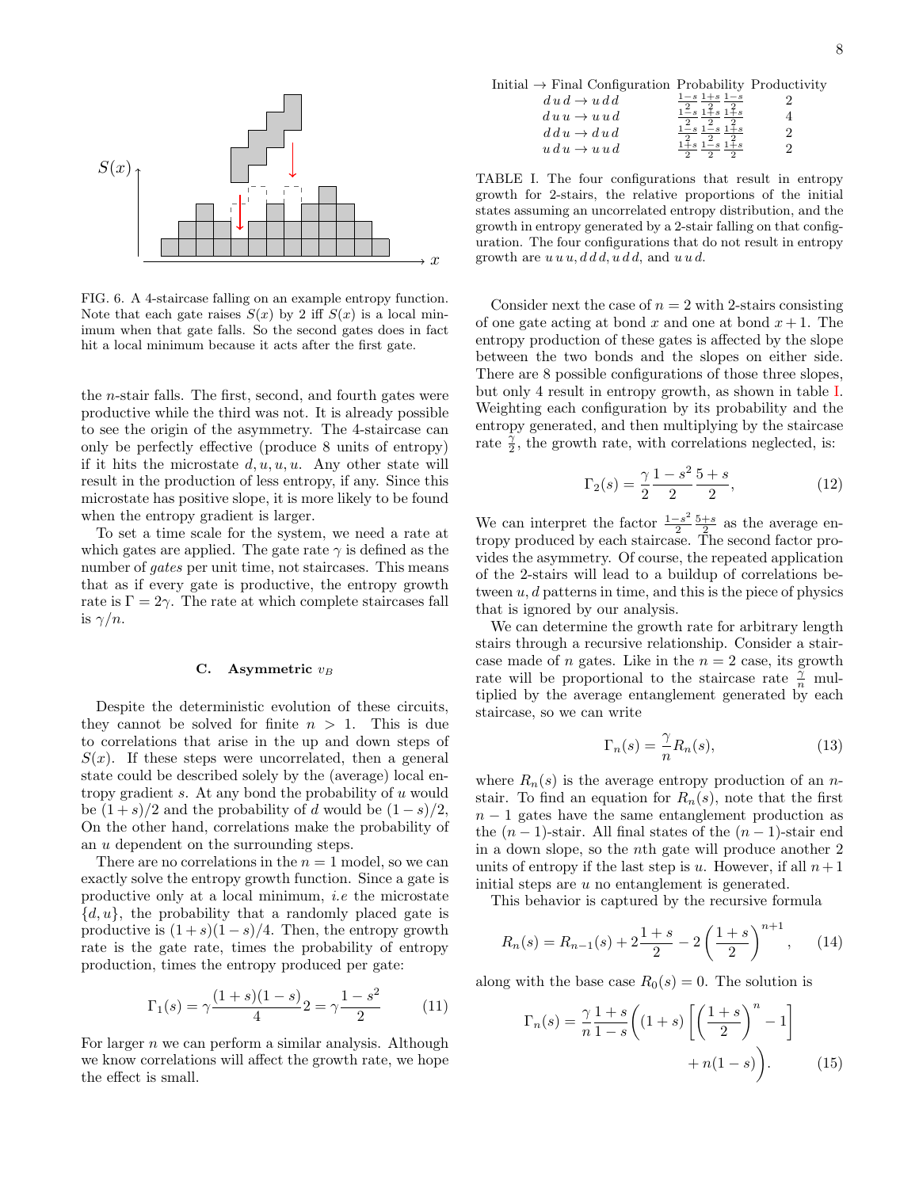FIG. 6. A 4-staircase falling on an example entropy function. Note that each gate raises $S(x)$ by 2 iff $S(x)$ is a local minimum when that gate falls. So the second gates does in fact hit a local minimum because it acts after the first gate.

the $n$-stair falls. The first, second, and fourth gates were productive while the third was not. It is already possible to see the origin of the asymmetry. The 4-staircase can only be perfectly effective (produce 8 units of entropy) if it hits the microstate $d, u, u, u$. Any other state will result in the production of less entropy, if any. Since this microstate has positive slope, it is more likely to be found when the entropy gradient is larger.

To set a time scale for the system, we need a rate at which gates are applied. The gate rate $\gamma$ is defined as the number of *gates* per unit time, not staircases. This means that as if every gate is productive, the entropy growth rate is $\Gamma = 2\gamma$. The rate at which complete staircases fall is $\gamma/n$.

### C. Asymmetric $v_B$

Despite the deterministic evolution of these circuits, they cannot be solved for finite $n > 1$. This is due to correlations that arise in the up and down steps of $S(x)$. If these steps were uncorrelated, then a general state could be described solely by the (average) local entropy gradient $s$. At any bond the probability of $u$ would be $(1+s)/2$ and the probability of $d$ would be $(1-s)/2$, On the other hand, correlations make the probability of an $u$ dependent on the surrounding steps.

There are no correlations in the $n = 1$ model, so we can exactly solve the entropy growth function. Since a gate is productive only at a local minimum, *i.e* the microstate $\{d, u\}$, the probability that a randomly placed gate is productive is $(1+s)(1-s)/4$. Then, the entropy growth rate is the gate rate, times the probability of entropy production, times the entropy produced per gate:

$$\Gamma_1(s) = \gamma\frac{(1+s)(1-s)}{4}2 = \gamma\frac{1-s^2}{2} \tag{11}$$

For larger $n$ we can perform a similar analysis. Although we know correlations will affect the growth rate, we hope the effect is small.

| Initial $\rightarrow$ Final Configuration | Probability | Productivity |
|---|---|---|
| $d\,u\,d \rightarrow u\,d\,d$ | $\frac{1-s}{2}\frac{1+s}{2}\frac{1-s}{2}$ | 2 |
| $d\,u\,u \rightarrow u\,u\,d$ | $\frac{1-s}{2}\frac{1+s}{2}\frac{1+s}{2}$ | 4 |
| $d\,d\,u \rightarrow d\,u\,d$ | $\frac{1-s}{2}\frac{1-s}{2}\frac{1+s}{2}$ | 2 |
| $u\,d\,u \rightarrow u\,u\,d$ | $\frac{1+s}{2}\frac{1-s}{2}\frac{1+s}{2}$ | 2 |

TABLE I. The four configurations that result in entropy growth for 2-stairs, the relative proportions of the initial states assuming an uncorrelated entropy distribution, and the growth in entropy generated by a 2-stair falling on that configuration. The four configurations that do not result in entropy growth are $u\,u\,u$, $d\,d\,d$, $u\,d\,d$, and $u\,u\,d$.

Consider next the case of $n = 2$ with 2-stairs consisting of one gate acting at bond $x$ and one at bond $x+1$. The entropy production of these gates is affected by the slope between the two bonds and the slopes on either side. There are 8 possible configurations of those three slopes, but only 4 result in entropy growth, as shown in table I. Weighting each configuration by its probability and the entropy generated, and then multiplying by the staircase rate $\frac{\gamma}{2}$, the growth rate, with correlations neglected, is:

$$\Gamma_2(s) = \frac{\gamma}{2}\frac{1-s^2}{2}\frac{5+s}{2}, \tag{12}$$

We can interpret the factor $\frac{1-s^2}{2}\frac{5+s}{2}$ as the average entropy produced by each staircase. The second factor provides the asymmetry. Of course, the repeated application of the 2-stairs will lead to a buildup of correlations between $u, d$ patterns in time, and this is the piece of physics that is ignored by our analysis.

We can determine the growth rate for arbitrary length stairs through a recursive relationship. Consider a staircase made of $n$ gates. Like in the $n = 2$ case, its growth rate will be proportional to the staircase rate $\frac{\gamma}{n}$ multiplied by the average entanglement generated by each staircase, so we can write

$$\Gamma_n(s) = \frac{\gamma}{n}R_n(s), \tag{13}$$

where $R_n(s)$ is the average entropy production of an $n$-stair. To find an equation for $R_n(s)$, note that the first $n-1$ gates have the same entanglement production as the $(n-1)$-stair. All final states of the $(n-1)$-stair end in a down slope, so the $n$th gate will produce another 2 units of entropy if the last step is $u$. However, if all $n+1$ initial steps are $u$ no entanglement is generated.

This behavior is captured by the recursive formula

$$R_n(s) = R_{n-1}(s) + 2\frac{1+s}{2} - 2\left(\frac{1+s}{2}\right)^{n+1}, \tag{14}$$

along with the base case $R_0(s) = 0$. The solution is

$$\Gamma_n(s) = \frac{\gamma}{n}\frac{1+s}{1-s}\Bigg((1+s)\left[\left(\frac{1+s}{2}\right)^n - 1\right] + n(1-s)\Bigg). \tag{15}$$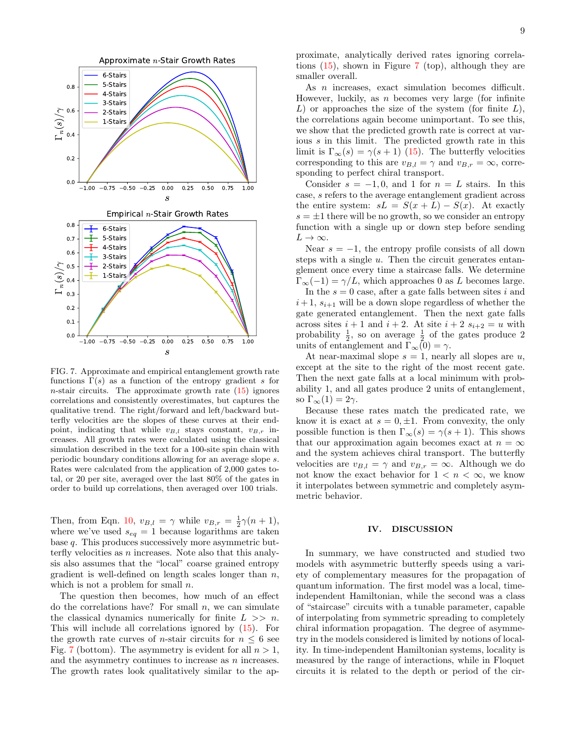FIG. 7. Approximate and empirical entanglement growth rate functions $\Gamma(s)$ as a function of the entropy gradient $s$ for $n$-stair circuits. The approximate growth rate (15) ignores correlations and consistently overestimates, but captures the qualitative trend. The right/forward and left/backward butterfly velocities are the slopes of these curves at their endpoint, indicating that while $v_{B,l}$ stays constant, $v_{B,r}$ increases. All growth rates were calculated using the classical simulation described in the text for a 100-site spin chain with periodic boundary conditions allowing for an average slope $s$. Rates were calculated from the application of 2,000 gates total, or 20 per site, averaged over the last 80% of the gates in order to build up correlations, then averaged over 100 trials.

Then, from Eqn. 10, $v_{B,l} = \gamma$ while $v_{B,r} = \frac{1}{2}\gamma(n+1)$, where we've used $s_{eq} = 1$ because logarithms are taken base $q$. This produces successively more asymmetric butterfly velocities as $n$ increases. Note also that this analysis also assumes that the "local" coarse grained entropy gradient is well-defined on length scales longer than $n$, which is not a problem for small $n$.

The question then becomes, how much of an effect do the correlations have? For small $n$, we can simulate the classical dynamics numerically for finite $L >> n$. This will include all correlations ignored by (15). For the growth rate curves of $n$-stair circuits for $n \leq 6$ see Fig. 7 (bottom). The asymmetry is evident for all $n > 1$, and the asymmetry continues to increase as $n$ increases. The growth rates look qualitatively similar to the approximate, analytically derived rates ignoring correlations (15), shown in Figure 7 (top), although they are smaller overall.

As $n$ increases, exact simulation becomes difficult. However, luckily, as $n$ becomes very large (for infinite $L$) or approaches the size of the system (for finite $L$), the correlations again become unimportant. To see this, we show that the predicted growth rate is correct at various $s$ in this limit. The predicted growth rate in this limit is $\Gamma_\infty(s) = \gamma(s+1)$ (15). The butterfly velocities corresponding to this are $v_{B,l} = \gamma$ and $v_{B,r} = \infty$, corresponding to perfect chiral transport.

Consider $s = -1, 0,$ and $1$ for $n = L$ stairs. In this case, $s$ refers to the average entanglement gradient across the entire system: $sL = S(x+L) - S(x)$. At exactly $s = \pm 1$ there will be no growth, so we consider an entropy function with a single up or down step before sending $L \to \infty$.

Near $s = -1$, the entropy profile consists of all down steps with a single $u$. Then the circuit generates entanglement once every time a staircase falls. We determine $\Gamma_\infty(-1) = \gamma/L$, which approaches 0 as $L$ becomes large.

In the $s = 0$ case, after a gate falls between sites $i$ and $i+1$, $s_{i+1}$ will be a down slope regardless of whether the gate generated entanglement. Then the next gate falls across sites $i+1$ and $i+2$. At site $i+2$ $s_{i+2} = u$ with probability $\frac{1}{2}$, so on average $\frac{1}{2}$ of the gates produce 2 units of entanglement and $\Gamma_\infty(0) = \gamma$.

At near-maximal slope $s = 1$, nearly all slopes are $u$, except at the site to the right of the most recent gate. Then the next gate falls at a local minimum with probability 1, and all gates produce 2 units of entanglement, so $\Gamma_\infty(1) = 2\gamma$.

Because these rates match the predicated rate, we know it is exact at $s = 0, \pm 1$. From convexity, the only possible function is then $\Gamma_\infty(s) = \gamma(s+1)$. This shows that our approximation again becomes exact at $n = \infty$ and the system achieves chiral transport. The butterfly velocities are $v_{B,l} = \gamma$ and $v_{B,r} = \infty$. Although we do not know the exact behavior for $1 < n < \infty$, we know it interpolates between symmetric and completely asymmetric behavior.

## IV. DISCUSSION

In summary, we have constructed and studied two models with asymmetric butterfly speeds using a variety of complementary measures for the propagation of quantum information. The first model was a local, time-independent Hamiltonian, while the second was a class of "staircase" circuits with a tunable parameter, capable of interpolating from symmetric spreading to completely chiral information propagation. The degree of asymmetry in the models considered is limited by notions of locality. In time-independent Hamiltonian systems, locality is measured by the range of interactions, while in Floquet circuits it is related to the depth or period of the cir-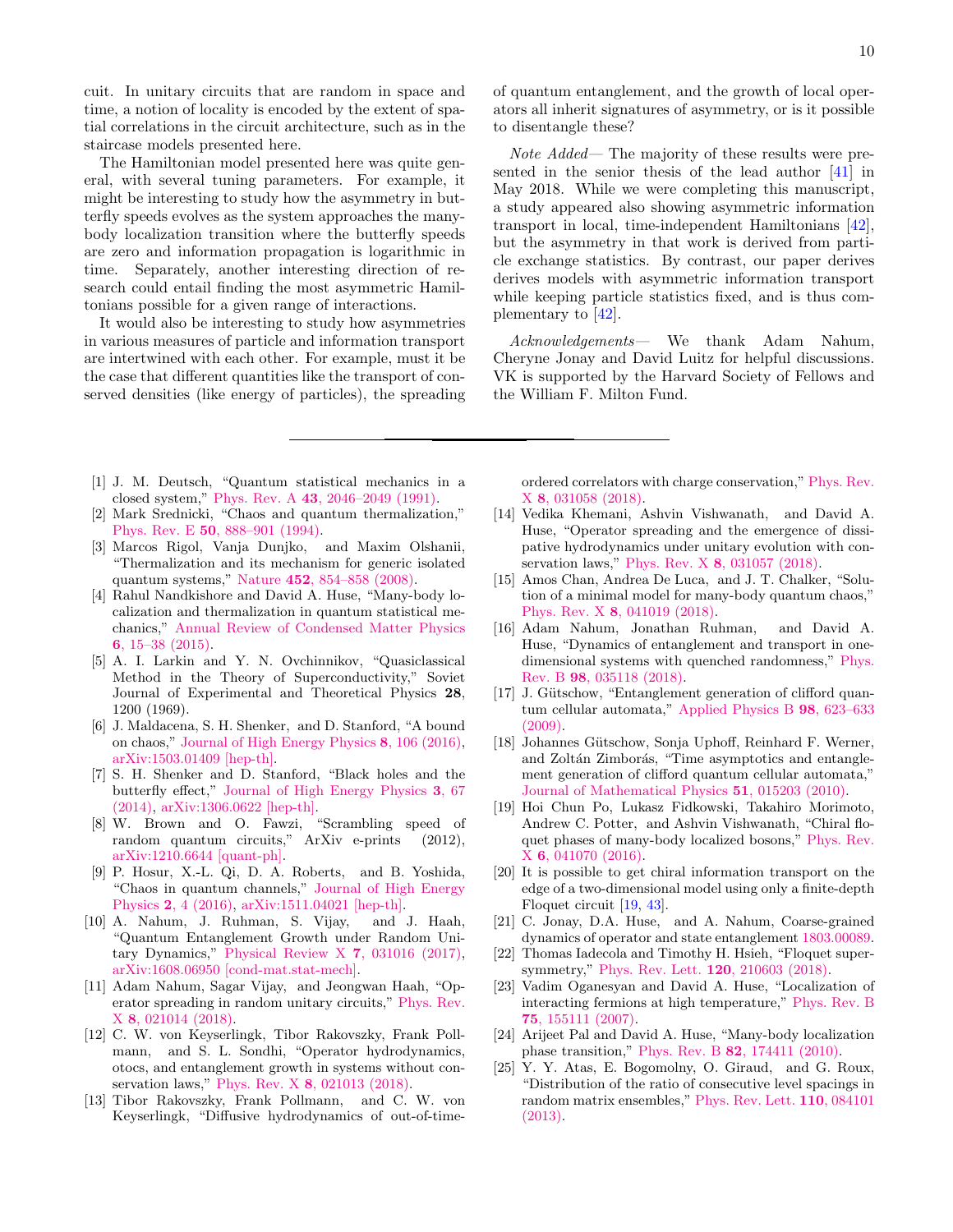cuit. In unitary circuits that are random in space and time, a notion of locality is encoded by the extent of spatial correlations in the circuit architecture, such as in the staircase models presented here.

The Hamiltonian model presented here was quite general, with several tuning parameters. For example, it might be interesting to study how the asymmetry in butterfly speeds evolves as the system approaches the many-body localization transition where the butterfly speeds are zero and information propagation is logarithmic in time. Separately, another interesting direction of research could entail finding the most asymmetric Hamiltonians possible for a given range of interactions.

It would also be interesting to study how asymmetries in various measures of particle and information transport are intertwined with each other. For example, must it be the case that different quantities like the transport of conserved densities (like energy of particles), the spreading of quantum entanglement, and the growth of local operators all inherit signatures of asymmetry, or is it possible to disentangle these?

*Note Added*— The majority of these results were presented in the senior thesis of the lead author [41] in May 2018. While we were completing this manuscript, a study appeared also showing asymmetric information transport in local, time-independent Hamiltonians [42], but the asymmetry in that work is derived from particle exchange statistics. By contrast, our paper derives derives models with asymmetric information transport while keeping particle statistics fixed, and is thus complementary to [42].

*Acknowledgements*— We thank Adam Nahum, Cheryne Jonay and David Luitz for helpful discussions. VK is supported by the Harvard Society of Fellows and the William F. Milton Fund.

---

[1] J. M. Deutsch, "Quantum statistical mechanics in a closed system," Phys. Rev. A **43**, 2046–2049 (1991).

[2] Mark Srednicki, "Chaos and quantum thermalization," Phys. Rev. E **50**, 888–901 (1994).

[3] Marcos Rigol, Vanja Dunjko, and Maxim Olshanii, "Thermalization and its mechanism for generic isolated quantum systems," Nature **452**, 854–858 (2008).

[4] Rahul Nandkishore and David A. Huse, "Many-body localization and thermalization in quantum statistical mechanics," Annual Review of Condensed Matter Physics **6**, 15–38 (2015).

[5] A. I. Larkin and Y. N. Ovchinnikov, "Quasiclassical Method in the Theory of Superconductivity," Soviet Journal of Experimental and Theoretical Physics **28**, 1200 (1969).

[6] J. Maldacena, S. H. Shenker, and D. Stanford, "A bound on chaos," Journal of High Energy Physics **8**, 106 (2016), arXiv:1503.01409 [hep-th].

[7] S. H. Shenker and D. Stanford, "Black holes and the butterfly effect," Journal of High Energy Physics **3**, 67 (2014), arXiv:1306.0622 [hep-th].

[8] W. Brown and O. Fawzi, "Scrambling speed of random quantum circuits," ArXiv e-prints (2012), arXiv:1210.6644 [quant-ph].

[9] P. Hosur, X.-L. Qi, D. A. Roberts, and B. Yoshida, "Chaos in quantum channels," Journal of High Energy Physics **2**, 4 (2016), arXiv:1511.04021 [hep-th].

[10] A. Nahum, J. Ruhman, S. Vijay, and J. Haah, "Quantum Entanglement Growth under Random Unitary Dynamics," Physical Review X **7**, 031016 (2017), arXiv:1608.06950 [cond-mat.stat-mech].

[11] Adam Nahum, Sagar Vijay, and Jeongwan Haah, "Operator spreading in random unitary circuits," Phys. Rev. X **8**, 021014 (2018).

[12] C. W. von Keyserlingk, Tibor Rakovszky, Frank Pollmann, and S. L. Sondhi, "Operator hydrodynamics, otocs, and entanglement growth in systems without conservation laws," Phys. Rev. X **8**, 021013 (2018).

[13] Tibor Rakovszky, Frank Pollmann, and C. W. von Keyserlingk, "Diffusive hydrodynamics of out-of-time-ordered correlators with charge conservation," Phys. Rev. X **8**, 031058 (2018).

[14] Vedika Khemani, Ashvin Vishwanath, and David A. Huse, "Operator spreading and the emergence of dissipative hydrodynamics under unitary evolution with conservation laws," Phys. Rev. X **8**, 031057 (2018).

[15] Amos Chan, Andrea De Luca, and J. T. Chalker, "Solution of a minimal model for many-body quantum chaos," Phys. Rev. X **8**, 041019 (2018).

[16] Adam Nahum, Jonathan Ruhman, and David A. Huse, "Dynamics of entanglement and transport in one-dimensional systems with quenched randomness," Phys. Rev. B **98**, 035118 (2018).

[17] J. Gütschow, "Entanglement generation of clifford quantum cellular automata," Applied Physics B **98**, 623–633 (2009).

[18] Johannes Gütschow, Sonja Uphoff, Reinhard F. Werner, and Zoltán Zimborás, "Time asymptotics and entanglement generation of clifford quantum cellular automata," Journal of Mathematical Physics **51**, 015203 (2010).

[19] Hoi Chun Po, Lukasz Fidkowski, Takahiro Morimoto, Andrew C. Potter, and Ashvin Vishwanath, "Chiral floquet phases of many-body localized bosons," Phys. Rev. X **6**, 041070 (2016).

[20] It is possible to get chiral information transport on the edge of a two-dimensional model using only a finite-depth Floquet circuit [19, 43].

[21] C. Jonay, D.A. Huse, and A. Nahum, Coarse-grained dynamics of operator and state entanglement 1803.00089.

[22] Thomas Iadecola and Timothy H. Hsieh, "Floquet supersymmetry," Phys. Rev. Lett. **120**, 210603 (2018).

[23] Vadim Oganesyan and David A. Huse, "Localization of interacting fermions at high temperature," Phys. Rev. B **75**, 155111 (2007).

[24] Arijeet Pal and David A. Huse, "Many-body localization phase transition," Phys. Rev. B **82**, 174411 (2010).

[25] Y. Y. Atas, E. Bogomolny, O. Giraud, and G. Roux, "Distribution of the ratio of consecutive level spacings in random matrix ensembles," Phys. Rev. Lett. **110**, 084101 (2013).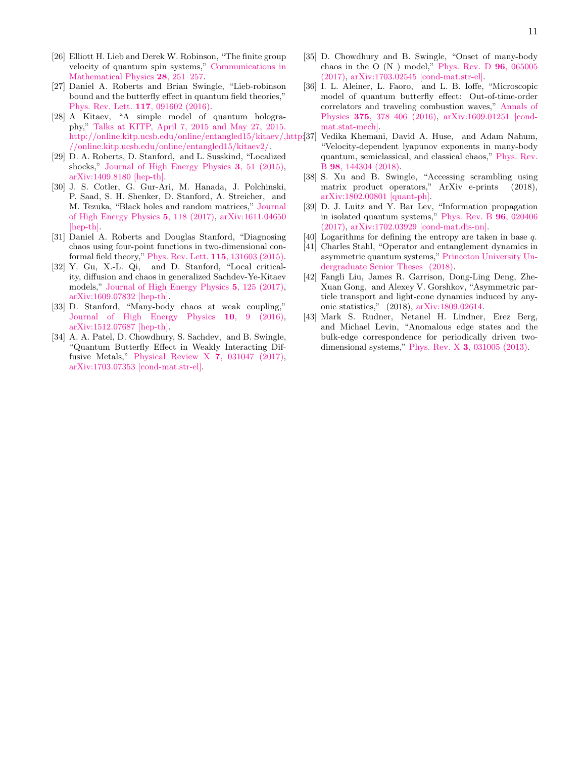[26] Elliott H. Lieb and Derek W. Robinson, "The finite group velocity of quantum spin systems," Communications in Mathematical Physics **28**, 251–257.

[27] Daniel A. Roberts and Brian Swingle, "Lieb-robinson bound and the butterfly effect in quantum field theories," Phys. Rev. Lett. **117**, 091602 (2016).

[28] A Kitaev, "A simple model of quantum holography," Talks at KITP, April 7, 2015 and May 27, 2015. http://online.kitp.ucsb.edu/online/entangled15/kitaev/,http://online.kitp.ucsb.edu/online/entangled15/kitaev2/.

[29] D. A. Roberts, D. Stanford, and L. Susskind, "Localized shocks," Journal of High Energy Physics **3**, 51 (2015), arXiv:1409.8180 [hep-th].

[30] J. S. Cotler, G. Gur-Ari, M. Hanada, J. Polchinski, P. Saad, S. H. Shenker, D. Stanford, A. Streicher, and M. Tezuka, "Black holes and random matrices," Journal of High Energy Physics **5**, 118 (2017), arXiv:1611.04650 [hep-th].

[31] Daniel A. Roberts and Douglas Stanford, "Diagnosing chaos using four-point functions in two-dimensional conformal field theory," Phys. Rev. Lett. **115**, 131603 (2015).

[32] Y. Gu, X.-L. Qi, and D. Stanford, "Local criticality, diffusion and chaos in generalized Sachdev-Ye-Kitaev models," Journal of High Energy Physics **5**, 125 (2017), arXiv:1609.07832 [hep-th].

[33] D. Stanford, "Many-body chaos at weak coupling," Journal of High Energy Physics **10**, 9 (2016), arXiv:1512.07687 [hep-th].

[34] A. A. Patel, D. Chowdhury, S. Sachdev, and B. Swingle, "Quantum Butterfly Effect in Weakly Interacting Diffusive Metals," Physical Review X **7**, 031047 (2017), arXiv:1703.07353 [cond-mat.str-el].

[35] D. Chowdhury and B. Swingle, "Onset of many-body chaos in the O (N ) model," Phys. Rev. D **96**, 065005 (2017), arXiv:1703.02545 [cond-mat.str-el].

[36] I. L. Aleiner, L. Faoro, and L. B. Ioffe, "Microscopic model of quantum butterfly effect: Out-of-time-order correlators and traveling combustion waves," Annals of Physics **375**, 378–406 (2016), arXiv:1609.01251 [cond-mat.stat-mech].

[37] Vedika Khemani, David A. Huse, and Adam Nahum, "Velocity-dependent lyapunov exponents in many-body quantum, semiclassical, and classical chaos," Phys. Rev. B **98**, 144304 (2018).

[38] S. Xu and B. Swingle, "Accessing scrambling using matrix product operators," ArXiv e-prints (2018), arXiv:1802.00801 [quant-ph].

[39] D. J. Luitz and Y. Bar Lev, "Information propagation in isolated quantum systems," Phys. Rev. B **96**, 020406 (2017), arXiv:1702.03929 [cond-mat.dis-nn].

[40] Logarithms for defining the entropy are taken in base $q$.

[41] Charles Stahl, "Operator and entanglement dynamics in asymmetric quantum systems," Princeton University Undergraduate Senior Theses (2018).

[42] Fangli Liu, James R. Garrison, Dong-Ling Deng, Zhe-Xuan Gong, and Alexey V. Gorshkov, "Asymmetric particle transport and light-cone dynamics induced by anyonic statistics," (2018), arXiv:1809.02614.

[43] Mark S. Rudner, Netanel H. Lindner, Erez Berg, and Michael Levin, "Anomalous edge states and the bulk-edge correspondence for periodically driven two-dimensional systems," Phys. Rev. X **3**, 031005 (2013).